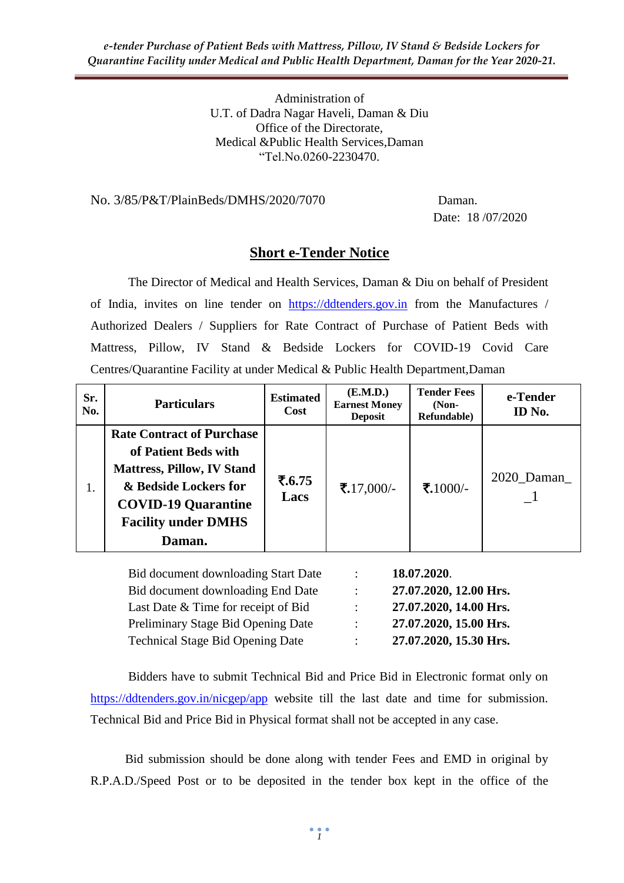Administration of
U.T. of Dadra Nagar Haveli, Daman & Diu
Office of the Directorate,
Medical &Public Health Services,Daman
"Tel.No.0260-2230470.

No. 3/85/P&T/PlainBeds/DMHS/2020/7070 Daman.
Date: 18 /07/2020

## Short e-Tender Notice

The Director of Medical and Health Services, Daman & Diu on behalf of President of India, invites on line tender on https://ddtenders.gov.in from the Manufactures / Authorized Dealers / Suppliers for Rate Contract of Purchase of Patient Beds with Mattress, Pillow, IV Stand & Bedside Lockers for COVID-19 Covid Care Centres/Quarantine Facility at under Medical & Public Health Department,Daman

| Sr. No. | Particulars | Estimated Cost | (E.M.D.) Earnest Money Deposit | Tender Fees (Non-Refundable) | e-Tender ID No. |
|---|---|---|---|---|---|
| 1. | **Rate Contract of Purchase of Patient Beds with Mattress, Pillow, IV Stand & Bedside Lockers for COVID-19 Quarantine Facility under DMHS Daman.** | **₹.6.75 Lacs** | ₹.17,000/- | ₹.1000/- | 2020_Daman__1 |

| | | |
|---|---|---|
| Bid document downloading Start Date | : | **18.07.2020**. |
| Bid document downloading End Date | : | **27.07.2020, 12.00 Hrs.** |
| Last Date & Time for receipt of Bid | : | **27.07.2020, 14.00 Hrs.** |
| Preliminary Stage Bid Opening Date | : | **27.07.2020, 15.00 Hrs.** |
| Technical Stage Bid Opening Date | : | **27.07.2020, 15.30 Hrs.** |

Bidders have to submit Technical Bid and Price Bid in Electronic format only on https://ddtenders.gov.in/nicgep/app website till the last date and time for submission. Technical Bid and Price Bid in Physical format shall not be accepted in any case.

Bid submission should be done along with tender Fees and EMD in original by R.P.A.D./Speed Post or to be deposited in the tender box kept in the office of the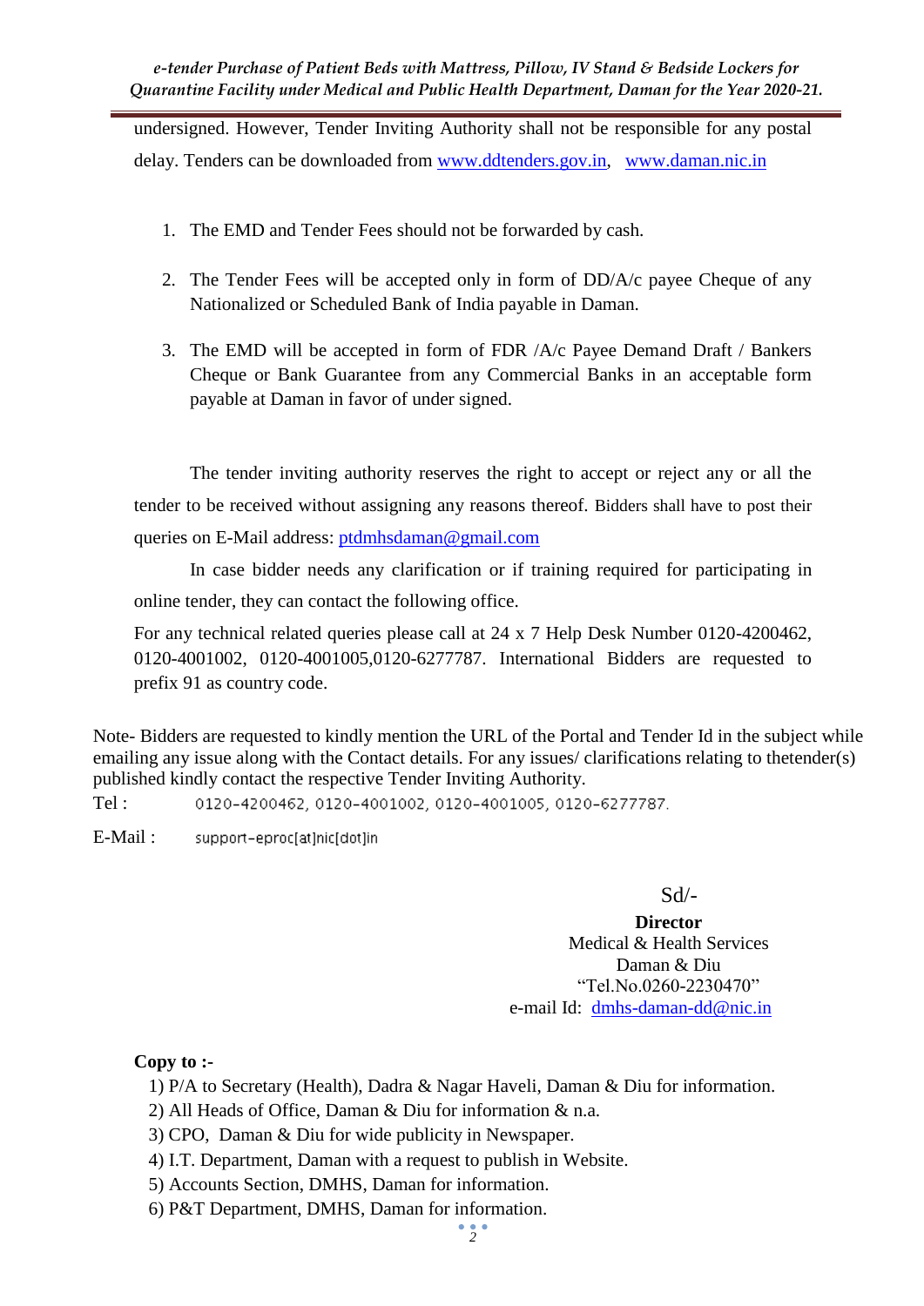undersigned. However, Tender Inviting Authority shall not be responsible for any postal delay. Tenders can be downloaded from www.ddtenders.gov.in, www.daman.nic.in

1. The EMD and Tender Fees should not be forwarded by cash.
2. The Tender Fees will be accepted only in form of DD/A/c payee Cheque of any Nationalized or Scheduled Bank of India payable in Daman.
3. The EMD will be accepted in form of FDR /A/c Payee Demand Draft / Bankers Cheque or Bank Guarantee from any Commercial Banks in an acceptable form payable at Daman in favor of under signed.

The tender inviting authority reserves the right to accept or reject any or all the tender to be received without assigning any reasons thereof. Bidders shall have to post their queries on E-Mail address: ptdmhsdaman@gmail.com

In case bidder needs any clarification or if training required for participating in online tender, they can contact the following office.

For any technical related queries please call at 24 x 7 Help Desk Number 0120-4200462, 0120-4001002, 0120-4001005,0120-6277787. International Bidders are requested to prefix 91 as country code.

Note- Bidders are requested to kindly mention the URL of the Portal and Tender Id in the subject while emailing any issue along with the Contact details. For any issues/ clarifications relating to thetender(s) published kindly contact the respective Tender Inviting Authority.

Tel : 0120-4200462, 0120-4001002, 0120-4001005, 0120-6277787.

E-Mail : support-eproc[at]nic[dot]in

Sd/-

**Director**
Medical & Health Services
Daman & Diu
"Tel.No.0260-2230470"
e-mail Id: dmhs-daman-dd@nic.in

**Copy to :-**

1) P/A to Secretary (Health), Dadra & Nagar Haveli, Daman & Diu for information.
2) All Heads of Office, Daman & Diu for information & n.a.
3) CPO, Daman & Diu for wide publicity in Newspaper.
4) I.T. Department, Daman with a request to publish in Website.
5) Accounts Section, DMHS, Daman for information.
6) P&T Department, DMHS, Daman for information.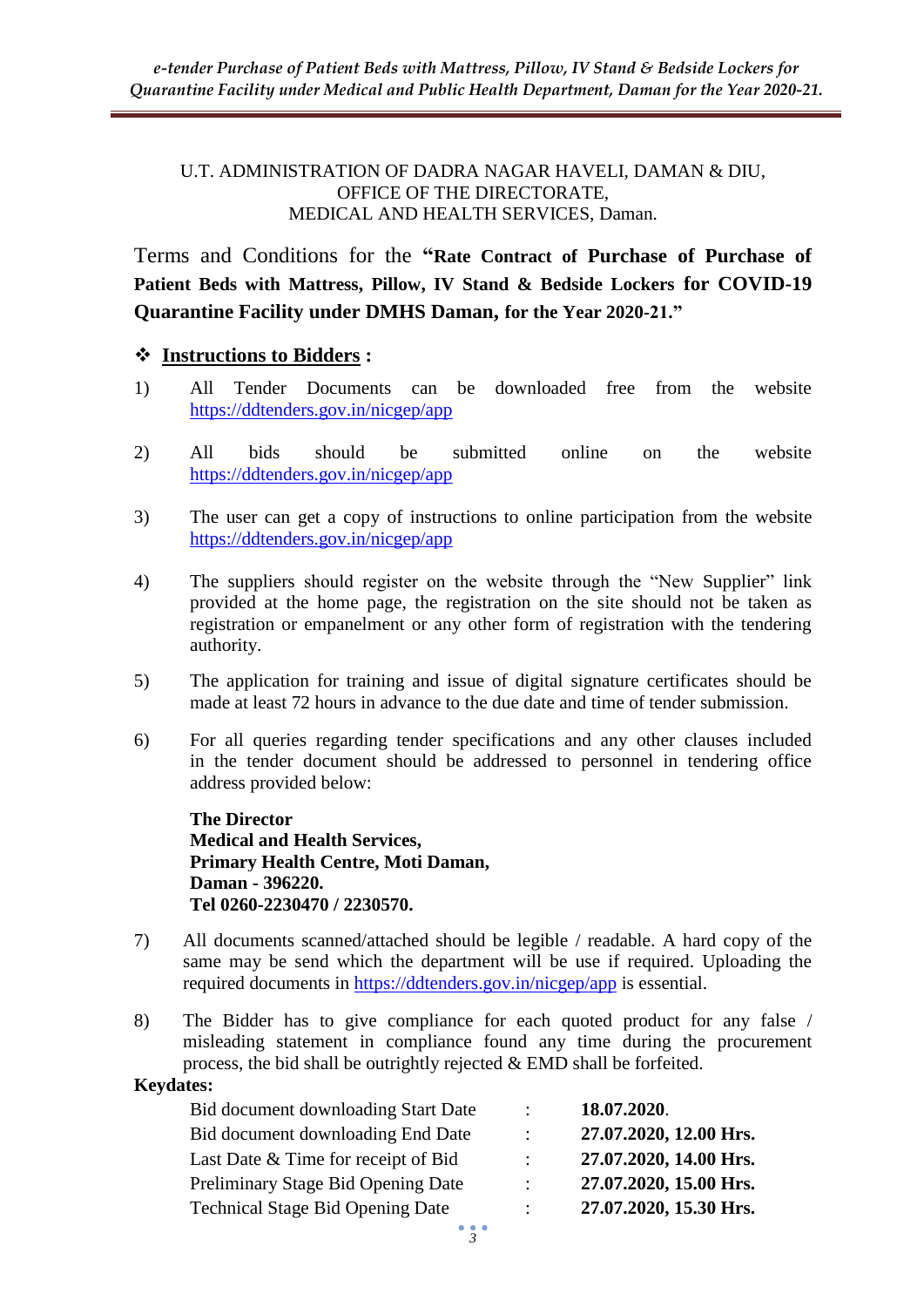U.T. ADMINISTRATION OF DADRA NAGAR HAVELI, DAMAN & DIU,
OFFICE OF THE DIRECTORATE,
MEDICAL AND HEALTH SERVICES, Daman.

Terms and Conditions for the **"Rate Contract of Purchase of Purchase of Patient Beds with Mattress, Pillow, IV Stand & Bedside Lockers for COVID-19 Quarantine Facility under DMHS Daman, for the Year 2020-21."**

❖ **Instructions to Bidders :**

1) All Tender Documents can be downloaded free from the website https://ddtenders.gov.in/nicgep/app

2) All bids should be submitted online on the website https://ddtenders.gov.in/nicgep/app

3) The user can get a copy of instructions to online participation from the website https://ddtenders.gov.in/nicgep/app

4) The suppliers should register on the website through the "New Supplier" link provided at the home page, the registration on the site should not be taken as registration or empanelment or any other form of registration with the tendering authority.

5) The application for training and issue of digital signature certificates should be made at least 72 hours in advance to the due date and time of tender submission.

6) For all queries regarding tender specifications and any other clauses included in the tender document should be addressed to personnel in tendering office address provided below:

   **The Director**
   **Medical and Health Services,**
   **Primary Health Centre, Moti Daman,**
   **Daman - 396220.**
   **Tel 0260-2230470 / 2230570.**

7) All documents scanned/attached should be legible / readable. A hard copy of the same may be send which the department will be use if required. Uploading the required documents in https://ddtenders.gov.in/nicgep/app is essential.

8) The Bidder has to give compliance for each quoted product for any false / misleading statement in compliance found any time during the procurement process, the bid shall be outrightly rejected & EMD shall be forfeited.

**Keydates:**

| | | |
|---|---|---|
| Bid document downloading Start Date | : | **18.07.2020**. |
| Bid document downloading End Date | : | **27.07.2020, 12.00 Hrs.** |
| Last Date & Time for receipt of Bid | : | **27.07.2020, 14.00 Hrs.** |
| Preliminary Stage Bid Opening Date | : | **27.07.2020, 15.00 Hrs.** |
| Technical Stage Bid Opening Date | : | **27.07.2020, 15.30 Hrs.** |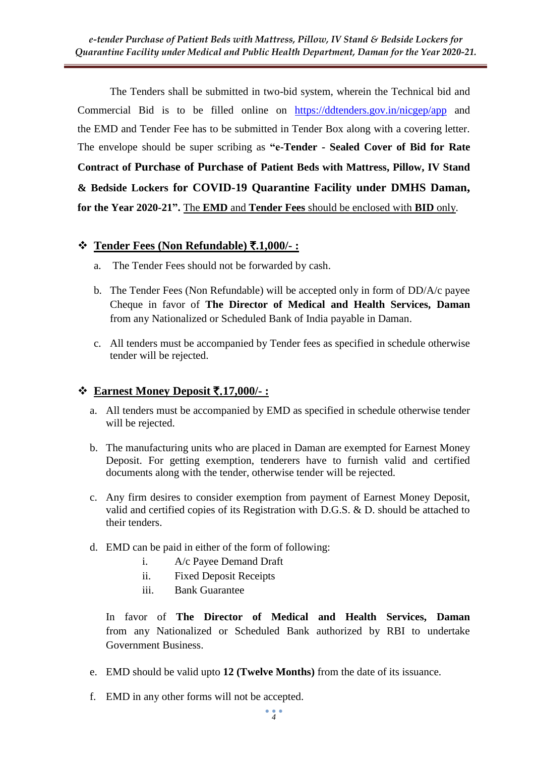The Tenders shall be submitted in two-bid system, wherein the Technical bid and Commercial Bid is to be filled online on https://ddtenders.gov.in/nicgep/app and the EMD and Tender Fee has to be submitted in Tender Box along with a covering letter. The envelope should be super scribing as **"e-Tender - Sealed Cover of Bid for Rate Contract of Purchase of Purchase of Patient Beds with Mattress, Pillow, IV Stand & Bedside Lockers for COVID-19 Quarantine Facility under DMHS Daman, for the Year 2020-21".** The **EMD** and **Tender Fees** should be enclosed with **BID** only.

❖ **Tender Fees (Non Refundable) ₹.1,000/- :**

a. The Tender Fees should not be forwarded by cash.

b. The Tender Fees (Non Refundable) will be accepted only in form of DD/A/c payee Cheque in favor of **The Director of Medical and Health Services, Daman** from any Nationalized or Scheduled Bank of India payable in Daman.

c. All tenders must be accompanied by Tender fees as specified in schedule otherwise tender will be rejected.

❖ **Earnest Money Deposit ₹.17,000/- :**

a. All tenders must be accompanied by EMD as specified in schedule otherwise tender will be rejected.

b. The manufacturing units who are placed in Daman are exempted for Earnest Money Deposit. For getting exemption, tenderers have to furnish valid and certified documents along with the tender, otherwise tender will be rejected.

c. Any firm desires to consider exemption from payment of Earnest Money Deposit, valid and certified copies of its Registration with D.G.S. & D. should be attached to their tenders.

d. EMD can be paid in either of the form of following:
   - i. A/c Payee Demand Draft
   - ii. Fixed Deposit Receipts
   - iii. Bank Guarantee

   In favor of **The Director of Medical and Health Services, Daman** from any Nationalized or Scheduled Bank authorized by RBI to undertake Government Business.

e. EMD should be valid upto **12 (Twelve Months)** from the date of its issuance.

f. EMD in any other forms will not be accepted.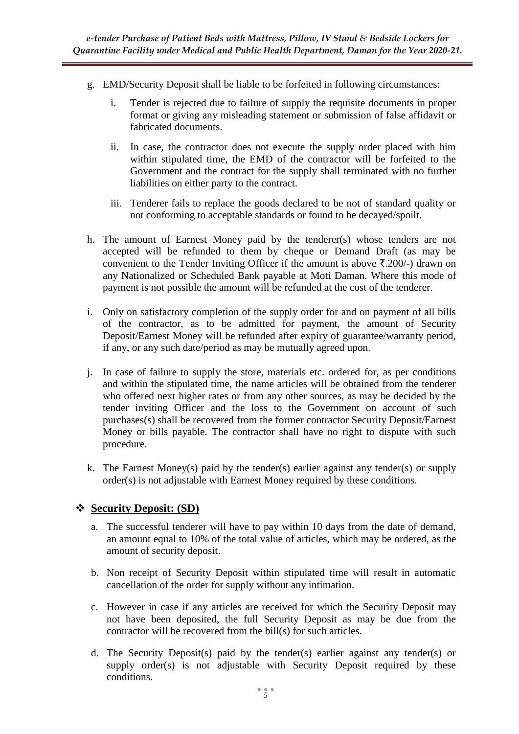g. EMD/Security Deposit shall be liable to be forfeited in following circumstances:

   i. Tender is rejected due to failure of supply the requisite documents in proper format or giving any misleading statement or submission of false affidavit or fabricated documents.

   ii. In case, the contractor does not execute the supply order placed with him within stipulated time, the EMD of the contractor will be forfeited to the Government and the contract for the supply shall terminated with no further liabilities on either party to the contract.

   iii. Tenderer fails to replace the goods declared to be not of standard quality or not conforming to acceptable standards or found to be decayed/spoilt.

h. The amount of Earnest Money paid by the tenderer(s) whose tenders are not accepted will be refunded to them by cheque or Demand Draft (as may be convenient to the Tender Inviting Officer if the amount is above ₹.200/-) drawn on any Nationalized or Scheduled Bank payable at Moti Daman. Where this mode of payment is not possible the amount will be refunded at the cost of the tenderer.

i. Only on satisfactory completion of the supply order for and on payment of all bills of the contractor, as to be admitted for payment, the amount of Security Deposit/Earnest Money will be refunded after expiry of guarantee/warranty period, if any, or any such date/period as may be mutually agreed upon.

j. In case of failure to supply the store, materials etc. ordered for, as per conditions and within the stipulated time, the name articles will be obtained from the tenderer who offered next higher rates or from any other sources, as may be decided by the tender inviting Officer and the loss to the Government on account of such purchases(s) shall be recovered from the former contractor Security Deposit/Earnest Money or bills payable. The contractor shall have no right to dispute with such procedure.

k. The Earnest Money(s) paid by the tender(s) earlier against any tender(s) or supply order(s) is not adjustable with Earnest Money required by these conditions.

## ❖ **Security Deposit: (SD)**

a. The successful tenderer will have to pay within 10 days from the date of demand, an amount equal to 10% of the total value of articles, which may be ordered, as the amount of security deposit.

b. Non receipt of Security Deposit within stipulated time will result in automatic cancellation of the order for supply without any intimation.

c. However in case if any articles are received for which the Security Deposit may not have been deposited, the full Security Deposit as may be due from the contractor will be recovered from the bill(s) for such articles.

d. The Security Deposit(s) paid by the tender(s) earlier against any tender(s) or supply order(s) is not adjustable with Security Deposit required by these conditions.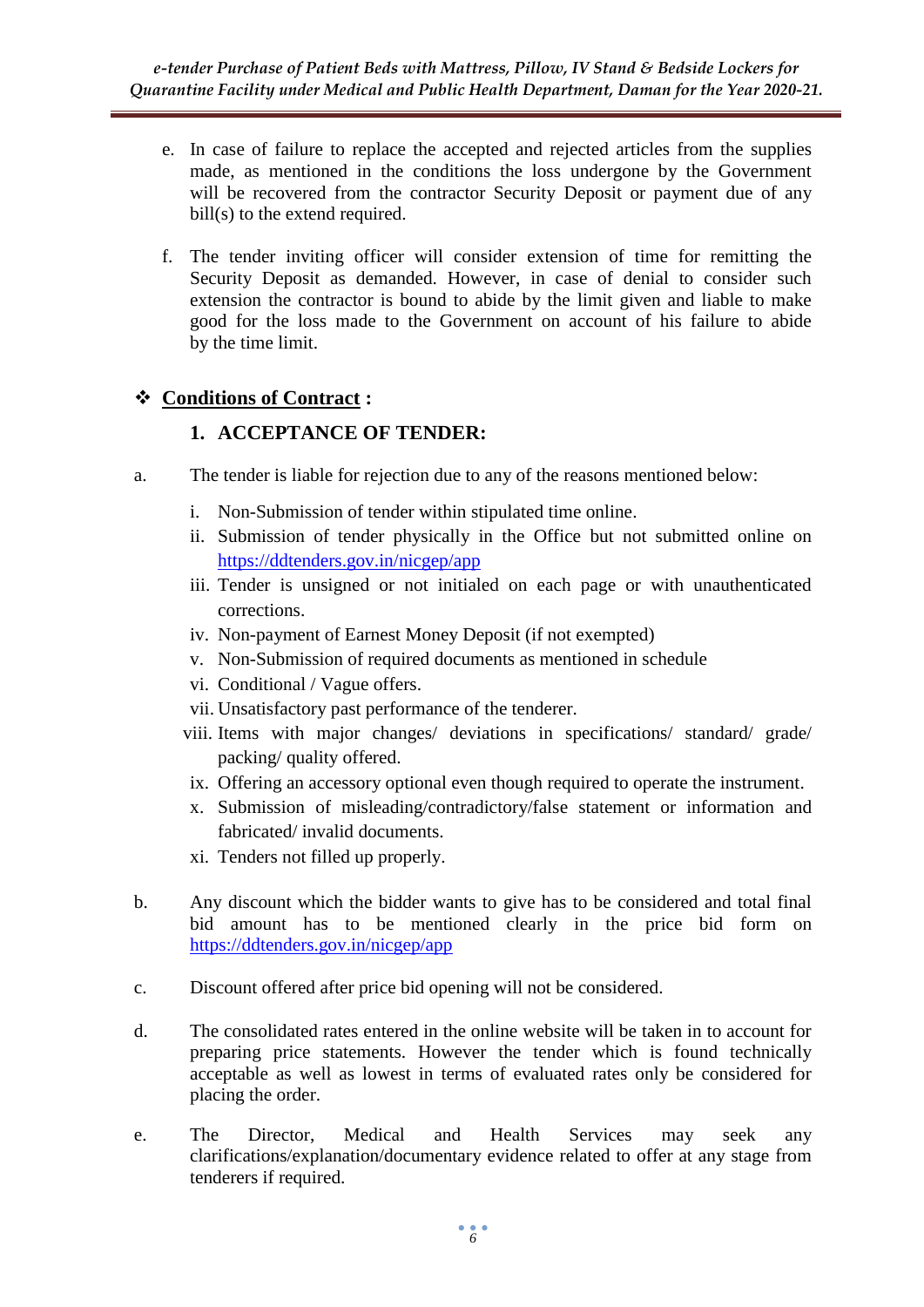e. In case of failure to replace the accepted and rejected articles from the supplies made, as mentioned in the conditions the loss undergone by the Government will be recovered from the contractor Security Deposit or payment due of any bill(s) to the extend required.

f. The tender inviting officer will consider extension of time for remitting the Security Deposit as demanded. However, in case of denial to consider such extension the contractor is bound to abide by the limit given and liable to make good for the loss made to the Government on account of his failure to abide by the time limit.

## ❖ <u>Conditions of Contract</u> :

### 1. ACCEPTANCE OF TENDER:

a. The tender is liable for rejection due to any of the reasons mentioned below:

   i. Non-Submission of tender within stipulated time online.
   ii. Submission of tender physically in the Office but not submitted online on https://ddtenders.gov.in/nicgep/app
   iii. Tender is unsigned or not initialed on each page or with unauthenticated corrections.
   iv. Non-payment of Earnest Money Deposit (if not exempted)
   v. Non-Submission of required documents as mentioned in schedule
   vi. Conditional / Vague offers.
   vii. Unsatisfactory past performance of the tenderer.
   viii. Items with major changes/ deviations in specifications/ standard/ grade/ packing/ quality offered.
   ix. Offering an accessory optional even though required to operate the instrument.
   x. Submission of misleading/contradictory/false statement or information and fabricated/ invalid documents.
   xi. Tenders not filled up properly.

b. Any discount which the bidder wants to give has to be considered and total final bid amount has to be mentioned clearly in the price bid form on https://ddtenders.gov.in/nicgep/app

c. Discount offered after price bid opening will not be considered.

d. The consolidated rates entered in the online website will be taken in to account for preparing price statements. However the tender which is found technically acceptable as well as lowest in terms of evaluated rates only be considered for placing the order.

e. The Director, Medical and Health Services may seek any clarifications/explanation/documentary evidence related to offer at any stage from tenderers if required.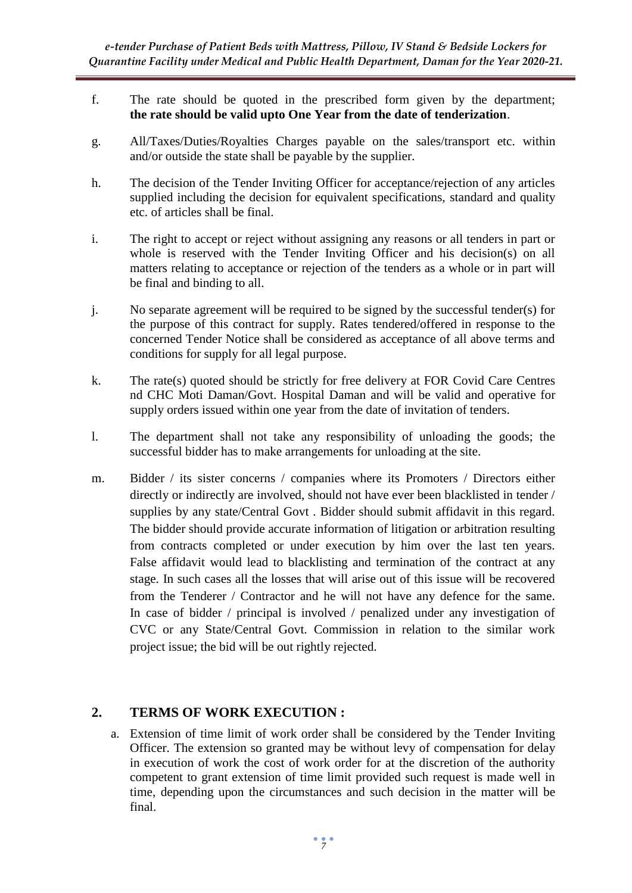f. The rate should be quoted in the prescribed form given by the department; **the rate should be valid upto One Year from the date of tenderization**.

g. All/Taxes/Duties/Royalties Charges payable on the sales/transport etc. within and/or outside the state shall be payable by the supplier.

h. The decision of the Tender Inviting Officer for acceptance/rejection of any articles supplied including the decision for equivalent specifications, standard and quality etc. of articles shall be final.

i. The right to accept or reject without assigning any reasons or all tenders in part or whole is reserved with the Tender Inviting Officer and his decision(s) on all matters relating to acceptance or rejection of the tenders as a whole or in part will be final and binding to all.

j. No separate agreement will be required to be signed by the successful tender(s) for the purpose of this contract for supply. Rates tendered/offered in response to the concerned Tender Notice shall be considered as acceptance of all above terms and conditions for supply for all legal purpose.

k. The rate(s) quoted should be strictly for free delivery at FOR Covid Care Centres nd CHC Moti Daman/Govt. Hospital Daman and will be valid and operative for supply orders issued within one year from the date of invitation of tenders.

l. The department shall not take any responsibility of unloading the goods; the successful bidder has to make arrangements for unloading at the site.

m. Bidder / its sister concerns / companies where its Promoters / Directors either directly or indirectly are involved, should not have ever been blacklisted in tender / supplies by any state/Central Govt . Bidder should submit affidavit in this regard. The bidder should provide accurate information of litigation or arbitration resulting from contracts completed or under execution by him over the last ten years. False affidavit would lead to blacklisting and termination of the contract at any stage. In such cases all the losses that will arise out of this issue will be recovered from the Tenderer / Contractor and he will not have any defence for the same. In case of bidder / principal is involved / penalized under any investigation of CVC or any State/Central Govt. Commission in relation to the similar work project issue; the bid will be out rightly rejected.

## 2. TERMS OF WORK EXECUTION :

a. Extension of time limit of work order shall be considered by the Tender Inviting Officer. The extension so granted may be without levy of compensation for delay in execution of work the cost of work order for at the discretion of the authority competent to grant extension of time limit provided such request is made well in time, depending upon the circumstances and such decision in the matter will be final.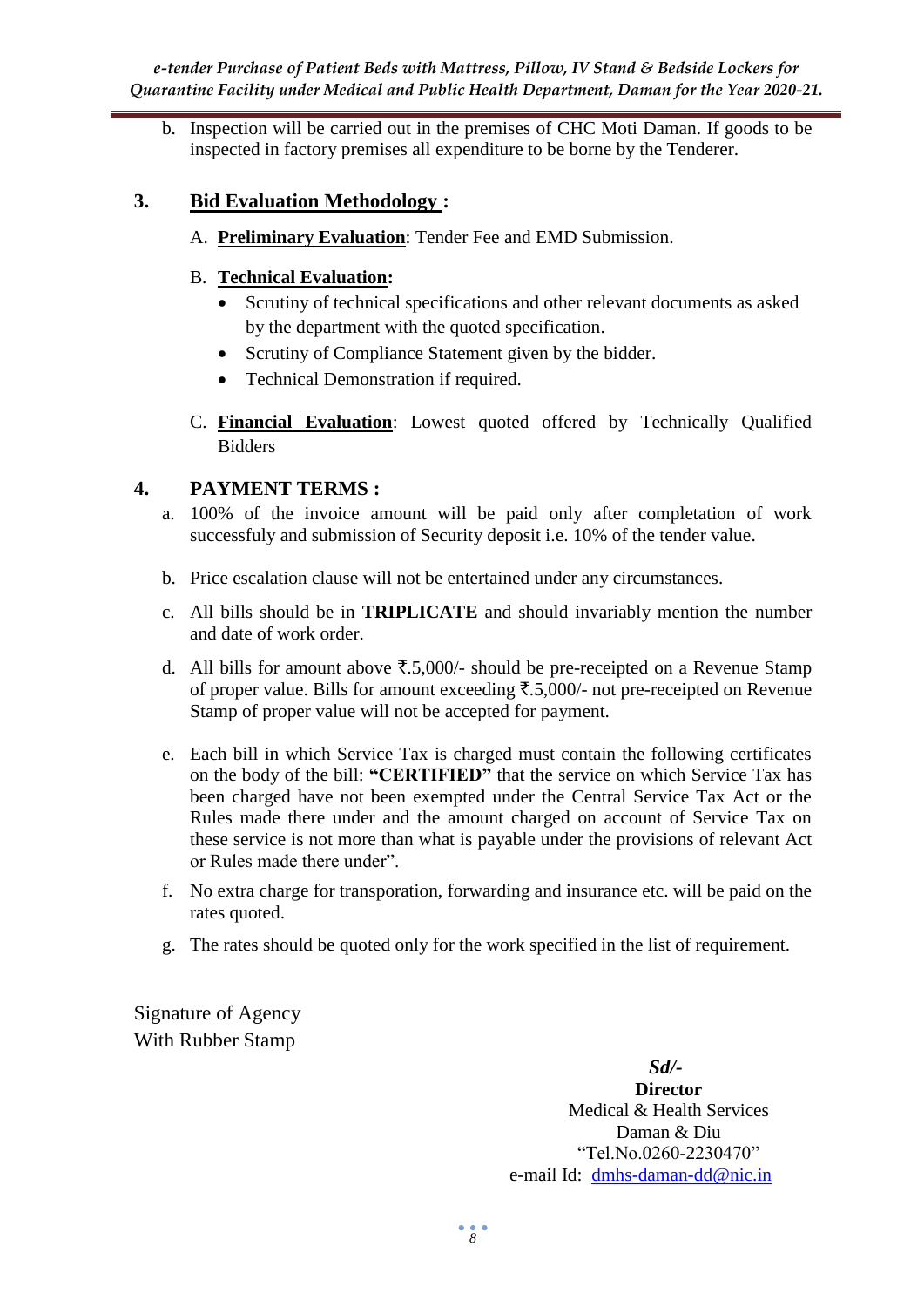b. Inspection will be carried out in the premises of CHC Moti Daman. If goods to be inspected in factory premises all expenditure to be borne by the Tenderer.

## 3. Bid Evaluation Methodology :

A. **Preliminary Evaluation**: Tender Fee and EMD Submission.

B. **Technical Evaluation:**

- Scrutiny of technical specifications and other relevant documents as asked by the department with the quoted specification.
- Scrutiny of Compliance Statement given by the bidder.
- Technical Demonstration if required.

C. **Financial Evaluation**: Lowest quoted offered by Technically Qualified Bidders

## 4. PAYMENT TERMS :

a. 100% of the invoice amount will be paid only after completation of work successfuly and submission of Security deposit i.e. 10% of the tender value.

b. Price escalation clause will not be entertained under any circumstances.

c. All bills should be in **TRIPLICATE** and should invariably mention the number and date of work order.

d. All bills for amount above ₹.5,000/- should be pre-receipted on a Revenue Stamp of proper value. Bills for amount exceeding ₹.5,000/- not pre-receipted on Revenue Stamp of proper value will not be accepted for payment.

e. Each bill in which Service Tax is charged must contain the following certificates on the body of the bill: **"CERTIFIED"** that the service on which Service Tax has been charged have not been exempted under the Central Service Tax Act or the Rules made there under and the amount charged on account of Service Tax on these service is not more than what is payable under the provisions of relevant Act or Rules made there under".

f. No extra charge for transporation, forwarding and insurance etc. will be paid on the rates quoted.

g. The rates should be quoted only for the work specified in the list of requirement.

Signature of Agency
With Rubber Stamp

*Sd/-*
**Director**
Medical & Health Services
Daman & Diu
"Tel.No.0260-2230470"
e-mail Id: dmhs-daman-dd@nic.in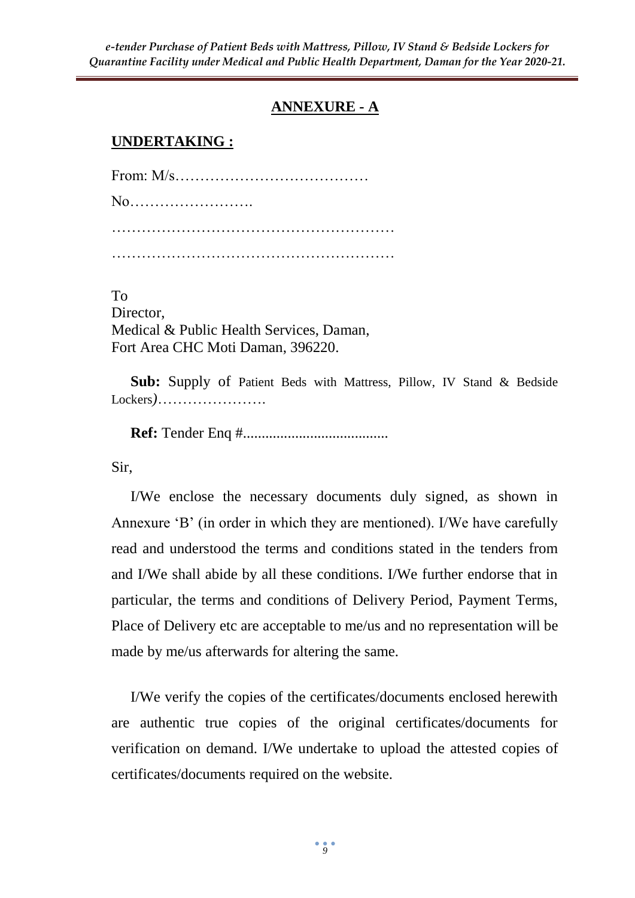## ANNEXURE - A

**UNDERTAKING :**

From: M/s…………………………………

No…………………….

…………………………………………………

…………………………………………………

To
Director,
Medical & Public Health Services, Daman,
Fort Area CHC Moti Daman, 396220.

**Sub:** Supply of Patient Beds with Mattress, Pillow, IV Stand & Bedside Lockers*)*………………….

**Ref:** Tender Enq #......................................

Sir,

I/We enclose the necessary documents duly signed, as shown in Annexure 'B' (in order in which they are mentioned). I/We have carefully read and understood the terms and conditions stated in the tenders from and I/We shall abide by all these conditions. I/We further endorse that in particular, the terms and conditions of Delivery Period, Payment Terms, Place of Delivery etc are acceptable to me/us and no representation will be made by me/us afterwards for altering the same.

I/We verify the copies of the certificates/documents enclosed herewith are authentic true copies of the original certificates/documents for verification on demand. I/We undertake to upload the attested copies of certificates/documents required on the website.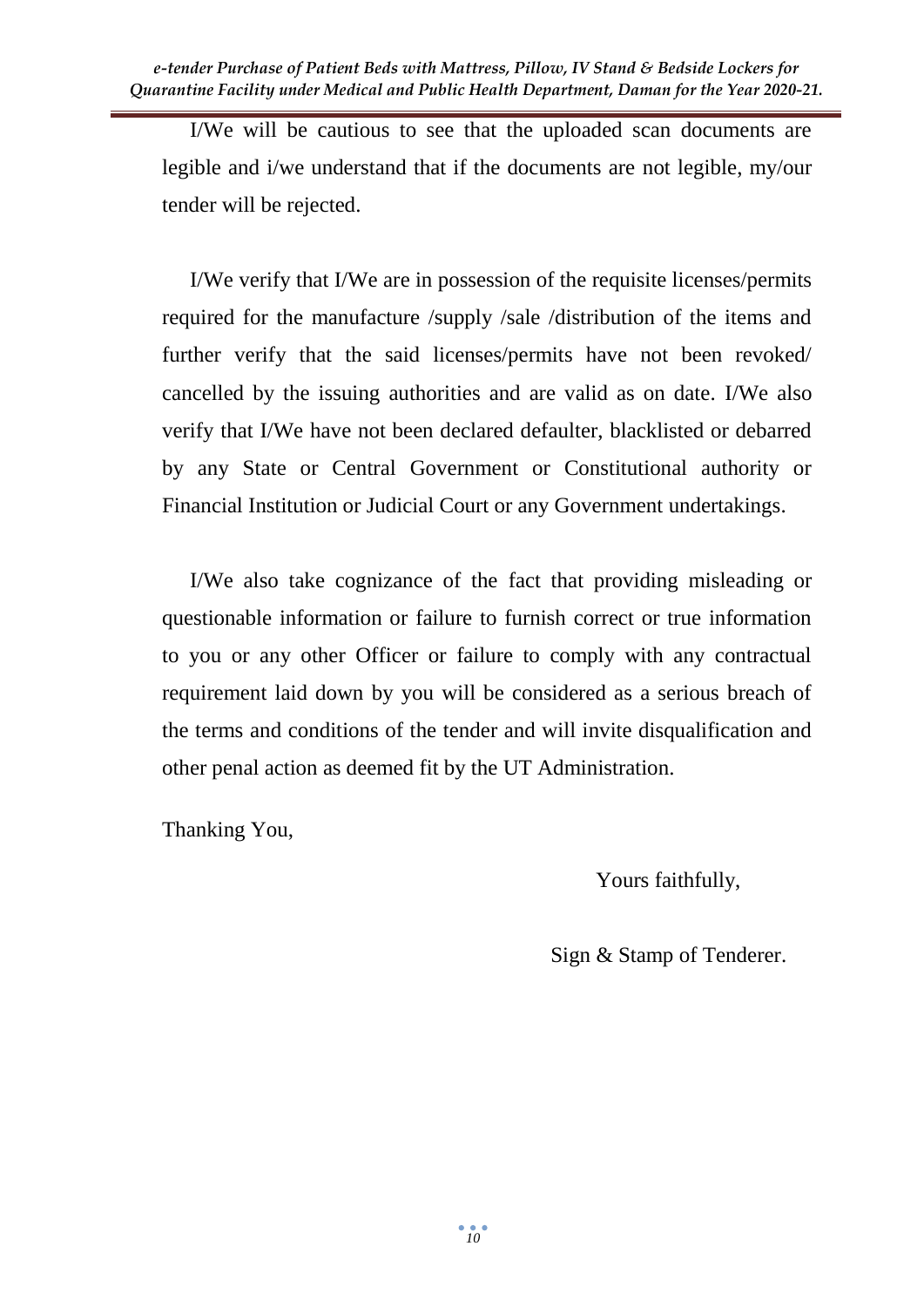I/We will be cautious to see that the uploaded scan documents are legible and i/we understand that if the documents are not legible, my/our tender will be rejected.

I/We verify that I/We are in possession of the requisite licenses/permits required for the manufacture /supply /sale /distribution of the items and further verify that the said licenses/permits have not been revoked/ cancelled by the issuing authorities and are valid as on date. I/We also verify that I/We have not been declared defaulter, blacklisted or debarred by any State or Central Government or Constitutional authority or Financial Institution or Judicial Court or any Government undertakings.

I/We also take cognizance of the fact that providing misleading or questionable information or failure to furnish correct or true information to you or any other Officer or failure to comply with any contractual requirement laid down by you will be considered as a serious breach of the terms and conditions of the tender and will invite disqualification and other penal action as deemed fit by the UT Administration.

Thanking You,

Yours faithfully,

Sign & Stamp of Tenderer.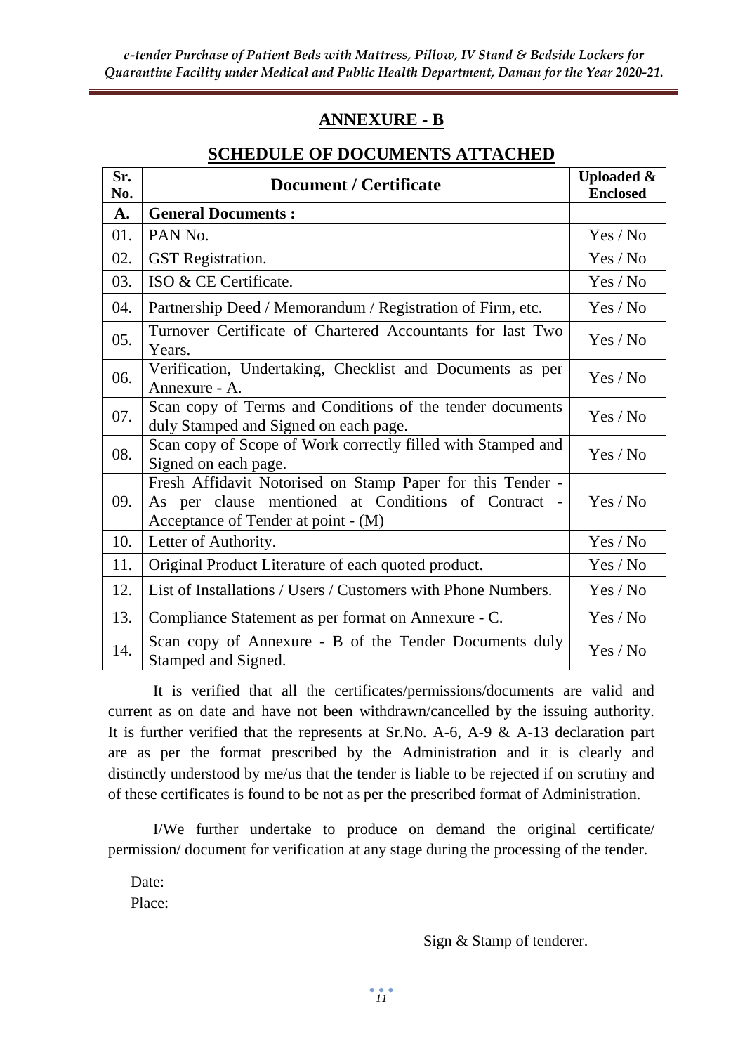## ANNEXURE - B

## SCHEDULE OF DOCUMENTS ATTACHED

| Sr. No. | Document / Certificate | Uploaded & Enclosed |
|---|---|---|
| **A.** | **General Documents :** | |
| 01. | PAN No. | Yes / No |
| 02. | GST Registration. | Yes / No |
| 03. | ISO & CE Certificate. | Yes / No |
| 04. | Partnership Deed / Memorandum / Registration of Firm, etc. | Yes / No |
| 05. | Turnover Certificate of Chartered Accountants for last Two Years. | Yes / No |
| 06. | Verification, Undertaking, Checklist and Documents as per Annexure - A. | Yes / No |
| 07. | Scan copy of Terms and Conditions of the tender documents duly Stamped and Signed on each page. | Yes / No |
| 08. | Scan copy of Scope of Work correctly filled with Stamped and Signed on each page. | Yes / No |
| 09. | Fresh Affidavit Notorised on Stamp Paper for this Tender - As per clause mentioned at Conditions of Contract - Acceptance of Tender at point - (M) | Yes / No |
| 10. | Letter of Authority. | Yes / No |
| 11. | Original Product Literature of each quoted product. | Yes / No |
| 12. | List of Installations / Users / Customers with Phone Numbers. | Yes / No |
| 13. | Compliance Statement as per format on Annexure - C. | Yes / No |
| 14. | Scan copy of Annexure - B of the Tender Documents duly Stamped and Signed. | Yes / No |

It is verified that all the certificates/permissions/documents are valid and current as on date and have not been withdrawn/cancelled by the issuing authority. It is further verified that the represents at Sr.No. A-6, A-9 & A-13 declaration part are as per the format prescribed by the Administration and it is clearly and distinctly understood by me/us that the tender is liable to be rejected if on scrutiny and of these certificates is found to be not as per the prescribed format of Administration.

I/We further undertake to produce on demand the original certificate/ permission/ document for verification at any stage during the processing of the tender.

Date:
Place:

Sign & Stamp of tenderer.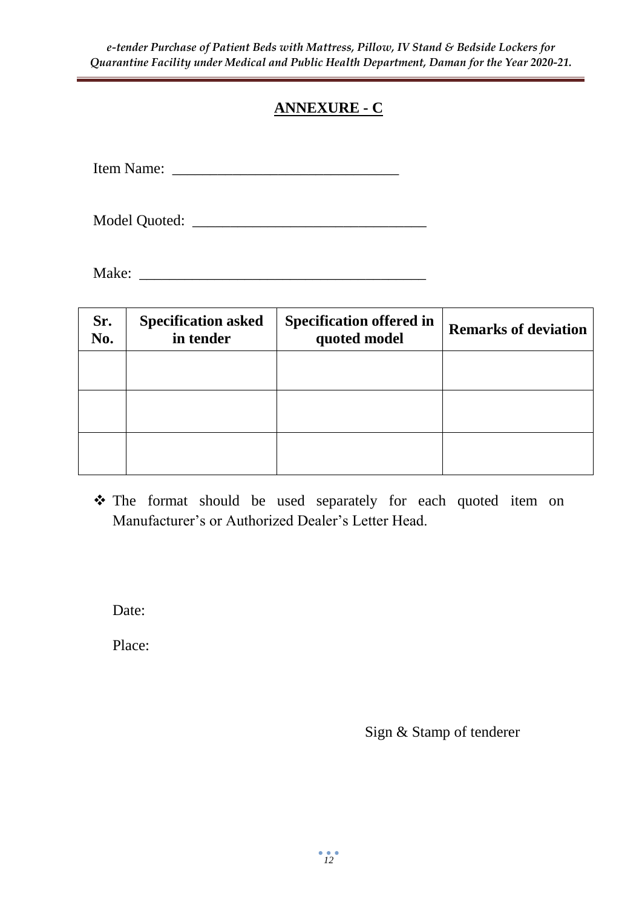# ANNEXURE - C

Item Name: ______________________________

Model Quoted: ______________________________

Make: ______________________________________

| Sr. No. | Specification asked in tender | Specification offered in quoted model | Remarks of deviation |
|---|---|---|---|
| | | | |
| | | | |
| | | | |

- ❖ The format should be used separately for each quoted item on Manufacturer's or Authorized Dealer's Letter Head.

Date:

Place:

Sign & Stamp of tenderer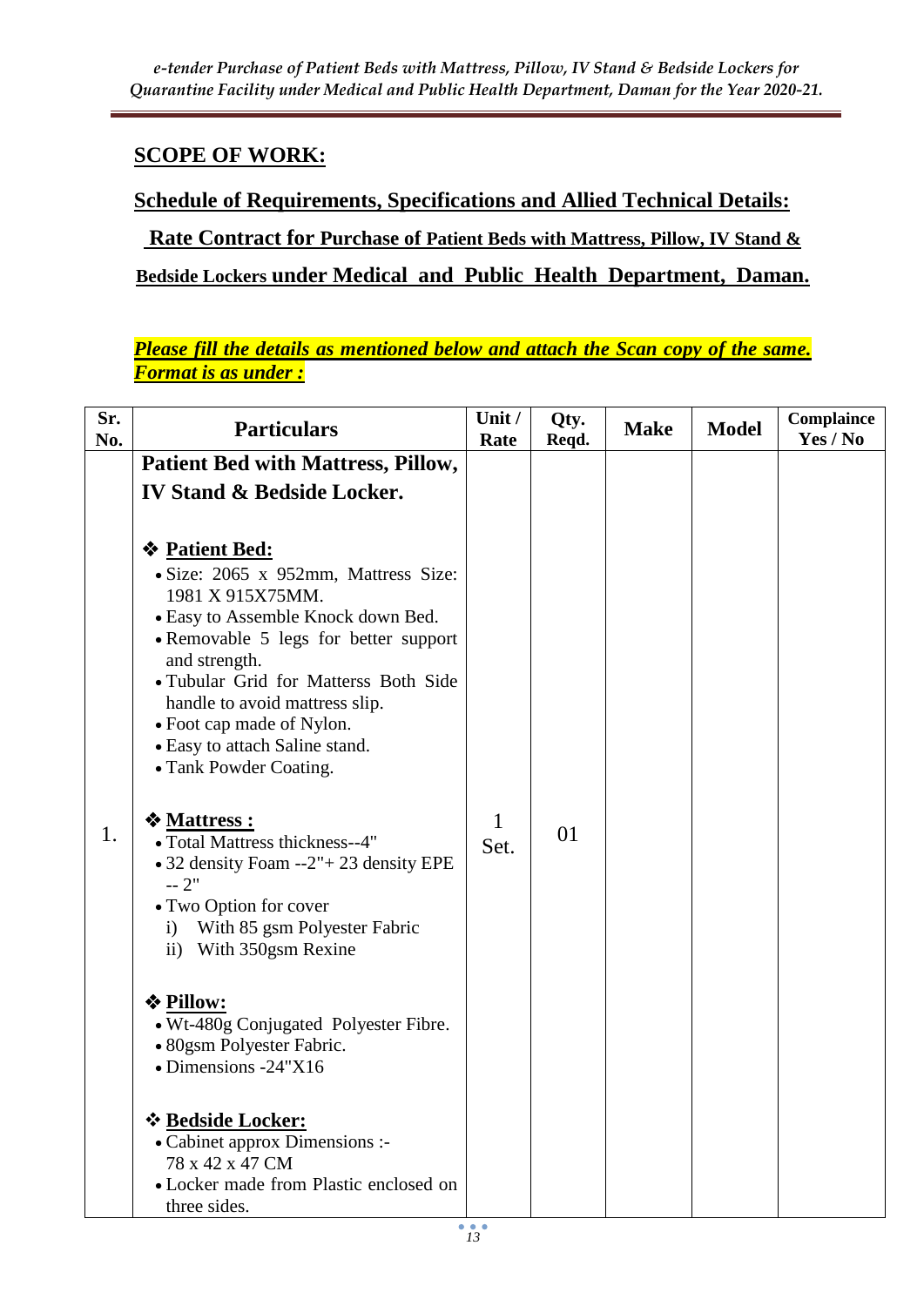## SCOPE OF WORK:

## Schedule of Requirements, Specifications and Allied Technical Details:

## Rate Contract for Purchase of Patient Beds with Mattress, Pillow, IV Stand & Bedside Lockers under Medical and Public Health Department, Daman.

***Please fill the details as mentioned below and attach the Scan copy of the same. Format is as under :***

| Sr. No. | Particulars | Unit / Rate | Qty. Reqd. | Make | Model | Complaince Yes / No |
|---|---|---|---|---|---|---|
| 1. | **Patient Bed with Mattress, Pillow, IV Stand & Bedside Locker.**<br><br>❖ **Patient Bed:**<br>• Size: 2065 x 952mm, Mattress Size: 1981 X 915X75MM.<br>• Easy to Assemble Knock down Bed.<br>• Removable 5 legs for better support and strength.<br>• Tubular Grid for Matterss Both Side handle to avoid mattress slip.<br>• Foot cap made of Nylon.<br>• Easy to attach Saline stand.<br>• Tank Powder Coating.<br><br>❖ **Mattress :**<br>• Total Mattress thickness--4"<br>• 32 density Foam --2"+ 23 density EPE -- 2"<br>• Two Option for cover<br>i) With 85 gsm Polyester Fabric<br>ii) With 350gsm Rexine<br><br>❖ **Pillow:**<br>• Wt-480g Conjugated Polyester Fibre.<br>• 80gsm Polyester Fabric.<br>• Dimensions -24"X16<br><br>❖ **Bedside Locker:**<br>• Cabinet approx Dimensions :- 78 x 42 x 47 CM<br>• Locker made from Plastic enclosed on three sides. | 1 Set. | 01 | | | |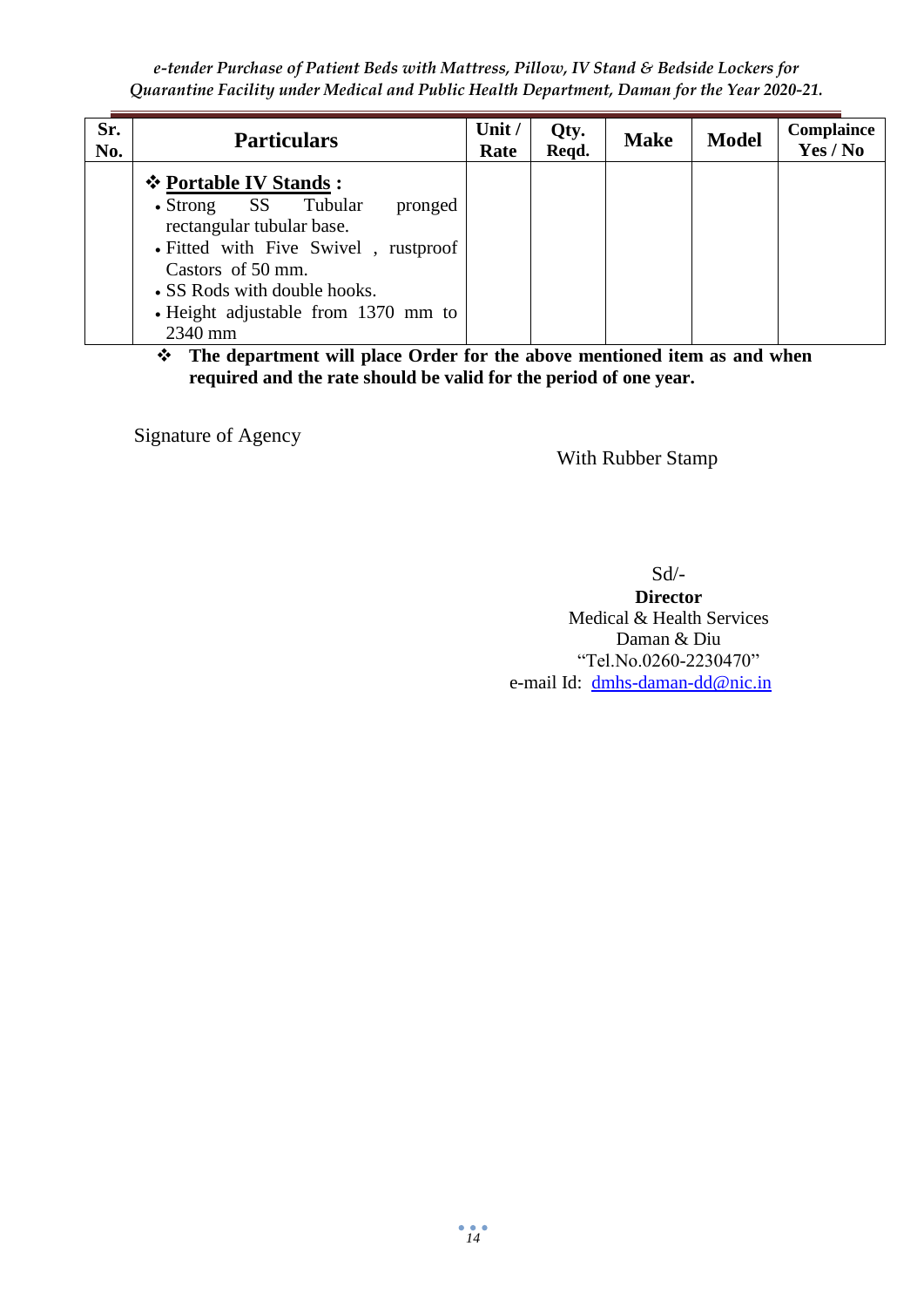| Sr. No. | Particulars | Unit / Rate | Qty. Reqd. | Make | Model | Complaince Yes / No |
|---|---|---|---|---|---|---|
| | ❖ **Portable IV Stands :**<br>• Strong SS Tubular pronged rectangular tubular base.<br>• Fitted with Five Swivel , rustproof Castors of 50 mm.<br>• SS Rods with double hooks.<br>• Height adjustable from 1370 mm to 2340 mm | | | | | |

❖ **The department will place Order for the above mentioned item as and when required and the rate should be valid for the period of one year.**

Signature of Agency

With Rubber Stamp

Sd/-
**Director**
Medical & Health Services
Daman & Diu
"Tel.No.0260-2230470"
e-mail Id: dmhs-daman-dd@nic.in